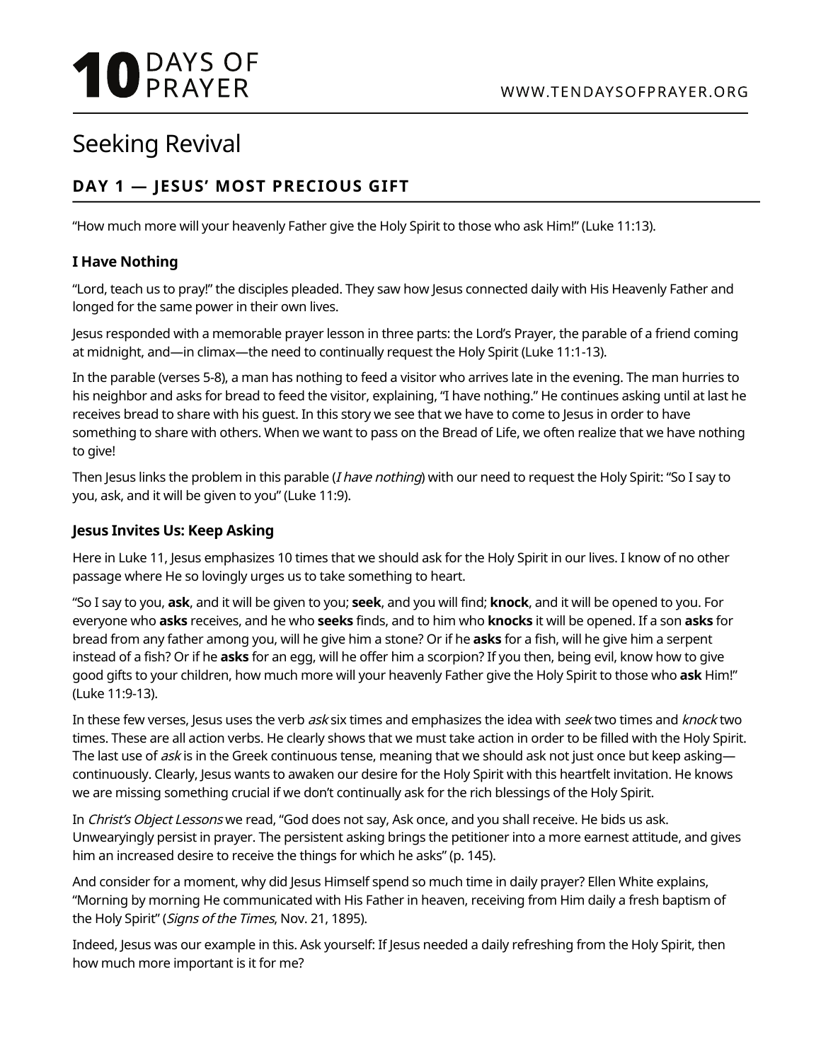# Seeking Revival

## DAY 1 — JESUS' MOST PRECIOUS GIFT

"How much more will your heavenly Father give the Holy Spirit to those who ask Him!" (Luke 11:13).

### I Have Nothing

"Lord, teach us to pray!" the disciples pleaded. They saw how Jesus connected daily with His Heavenly Father and longed for the same power in their own lives.

Jesus responded with a memorable prayer lesson in three parts: the Lord's Prayer, the parable of a friend coming at midnight, and—in climax—the need to continually request the Holy Spirit (Luke 11:1-13).

In the parable (verses 5-8), a man has nothing to feed a visitor who arrives late in the evening. The man hurries to his neighbor and asks for bread to feed the visitor, explaining, "I have nothing." He continues asking until at last he receives bread to share with his guest. In this story we see that we have to come to Jesus in order to have something to share with others. When we want to pass on the Bread of Life, we often realize that we have nothing to give!

Then Jesus links the problem in this parable (*I have nothing*) with our need to request the Holy Spirit: "So I say to you, ask, and it will be given to you" (Luke 11:9).

### Jesus Invites Us: Keep Asking

Here in Luke 11, Jesus emphasizes 10 times that we should ask for the Holy Spirit in our lives. I know of no other passage where He so lovingly urges us to take something to heart.

"So I say to you, **ask**, and it will be given to you; **seek**, and you will find; **knock**, and it will be opened to you. For everyone who **asks** receives, and he who **seeks** finds, and to him who **knocks** it will be opened. If a son **asks** for bread from any father among you, will he give him a stone? Or if he **asks** for a fish, will he give him a serpent instead of a fish? Or if he **asks** for an egg, will he offer him a scorpion? If you then, being evil, know how to give good gifts to your children, how much more will your heavenly Father give the Holy Spirit to those who **ask** Him!" (Luke 11:9-13).

In these few verses, Jesus uses the verb *ask* six times and emphasizes the idea with *seek* two times and *knock* two times. These are all action verbs. He clearly shows that we must take action in order to be filled with the Holy Spirit. The last use of *ask* is in the Greek continuous tense, meaning that we should ask not just once but keep asking—continuously. Clearly, Jesus wants to awaken our desire for the Holy Spirit with this heartfelt invitation. He knows we are missing something crucial if we don't continually ask for the rich blessings of the Holy Spirit.

In *Christ's Object Lessons* we read, "God does not say, Ask once, and you shall receive. He bids us ask. Unwearyingly persist in prayer. The persistent asking brings the petitioner into a more earnest attitude, and gives him an increased desire to receive the things for which he asks" (p. 145).

And consider for a moment, why did Jesus Himself spend so much time in daily prayer? Ellen White explains, "Morning by morning He communicated with His Father in heaven, receiving from Him daily a fresh baptism of the Holy Spirit" (*Signs of the Times*, Nov. 21, 1895).

Indeed, Jesus was our example in this. Ask yourself: If Jesus needed a daily refreshing from the Holy Spirit, then how much more important is it for me?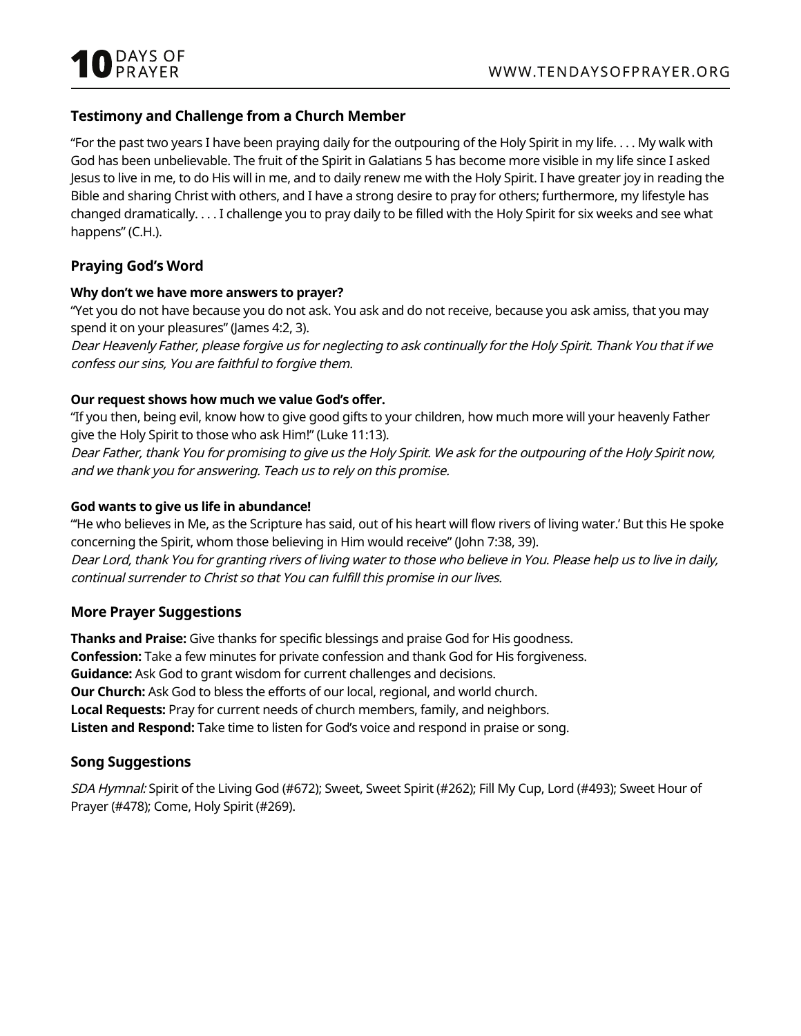## Testimony and Challenge from a Church Member

"For the past two years I have been praying daily for the outpouring of the Holy Spirit in my life. . . . My walk with God has been unbelievable. The fruit of the Spirit in Galatians 5 has become more visible in my life since I asked Jesus to live in me, to do His will in me, and to daily renew me with the Holy Spirit. I have greater joy in reading the Bible and sharing Christ with others, and I have a strong desire to pray for others; furthermore, my lifestyle has changed dramatically. . . . I challenge you to pray daily to be filled with the Holy Spirit for six weeks and see what happens" (C.H.).

## Praying God's Word

**Why don't we have more answers to prayer?**
"Yet you do not have because you do not ask. You ask and do not receive, because you ask amiss, that you may spend it on your pleasures" (James 4:2, 3).
*Dear Heavenly Father, please forgive us for neglecting to ask continually for the Holy Spirit. Thank You that if we confess our sins, You are faithful to forgive them.*

**Our request shows how much we value God's offer.**
"If you then, being evil, know how to give good gifts to your children, how much more will your heavenly Father give the Holy Spirit to those who ask Him!" (Luke 11:13).
*Dear Father, thank You for promising to give us the Holy Spirit. We ask for the outpouring of the Holy Spirit now, and we thank you for answering. Teach us to rely on this promise.*

**God wants to give us life in abundance!**
"'He who believes in Me, as the Scripture has said, out of his heart will flow rivers of living water.' But this He spoke concerning the Spirit, whom those believing in Him would receive" (John 7:38, 39).
*Dear Lord, thank You for granting rivers of living water to those who believe in You. Please help us to live in daily, continual surrender to Christ so that You can fulfill this promise in our lives.*

## More Prayer Suggestions

**Thanks and Praise:** Give thanks for specific blessings and praise God for His goodness.
**Confession:** Take a few minutes for private confession and thank God for His forgiveness.
**Guidance:** Ask God to grant wisdom for current challenges and decisions.
**Our Church:** Ask God to bless the efforts of our local, regional, and world church.
**Local Requests:** Pray for current needs of church members, family, and neighbors.
**Listen and Respond:** Take time to listen for God's voice and respond in praise or song.

## Song Suggestions

*SDA Hymnal:* Spirit of the Living God (#672); Sweet, Sweet Spirit (#262); Fill My Cup, Lord (#493); Sweet Hour of Prayer (#478); Come, Holy Spirit (#269).